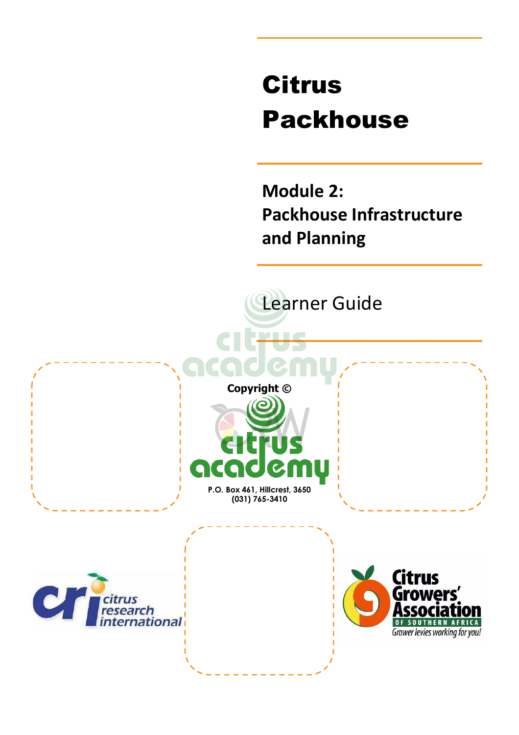# Citrus Packhouse

## Module 2: Packhouse Infrastructure and Planning

Learner Guide

Copyright ©

P.O. Box 461, Hillcrest, 3650
(031) 765-3410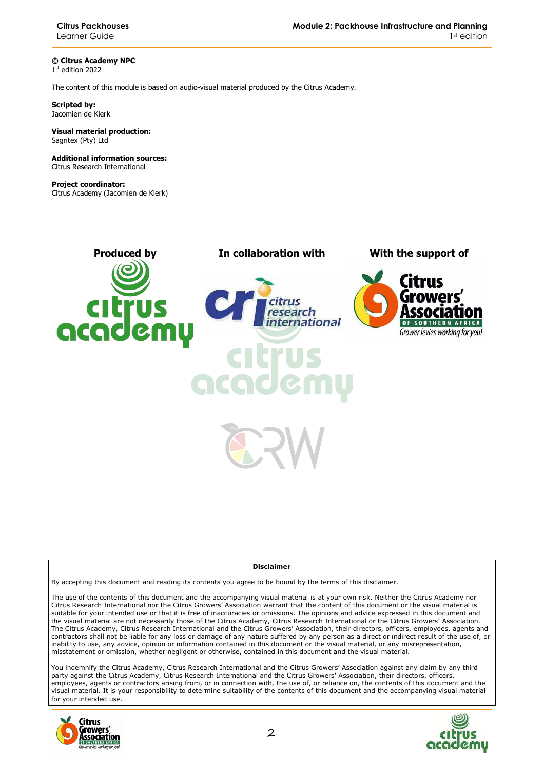**© Citrus Academy NPC**
1st edition 2022

The content of this module is based on audio-visual material produced by the Citrus Academy.

**Scripted by:**
Jacomien de Klerk

**Visual material production:**
Sagritex (Pty) Ltd

**Additional information sources:**
Citrus Research International

**Project coordinator:**
Citrus Academy (Jacomien de Klerk)

**Produced by** **In collaboration with** **With the support of**

**Disclaimer**

By accepting this document and reading its contents you agree to be bound by the terms of this disclaimer.

The use of the contents of this document and the accompanying visual material is at your own risk. Neither the Citrus Academy nor Citrus Research International nor the Citrus Growers' Association warrant that the content of this document or the visual material is suitable for your intended use or that it is free of inaccuracies or omissions. The opinions and advice expressed in this document and the visual material are not necessarily those of the Citrus Academy, Citrus Research International or the Citrus Growers' Association. The Citrus Academy, Citrus Research International and the Citrus Growers' Association, their directors, officers, employees, agents and contractors shall not be liable for any loss or damage of any nature suffered by any person as a direct or indirect result of the use of, or inability to use, any advice, opinion or information contained in this document or the visual material, or any misrepresentation, misstatement or omission, whether negligent or otherwise, contained in this document and the visual material.

You indemnify the Citrus Academy, Citrus Research International and the Citrus Growers' Association against any claim by any third party against the Citrus Academy, Citrus Research International and the Citrus Growers' Association, their directors, officers, employees, agents or contractors arising from, or in connection with, the use of, or reliance on, the contents of this document and the visual material. It is your responsibility to determine suitability of the contents of this document and the accompanying visual material for your intended use.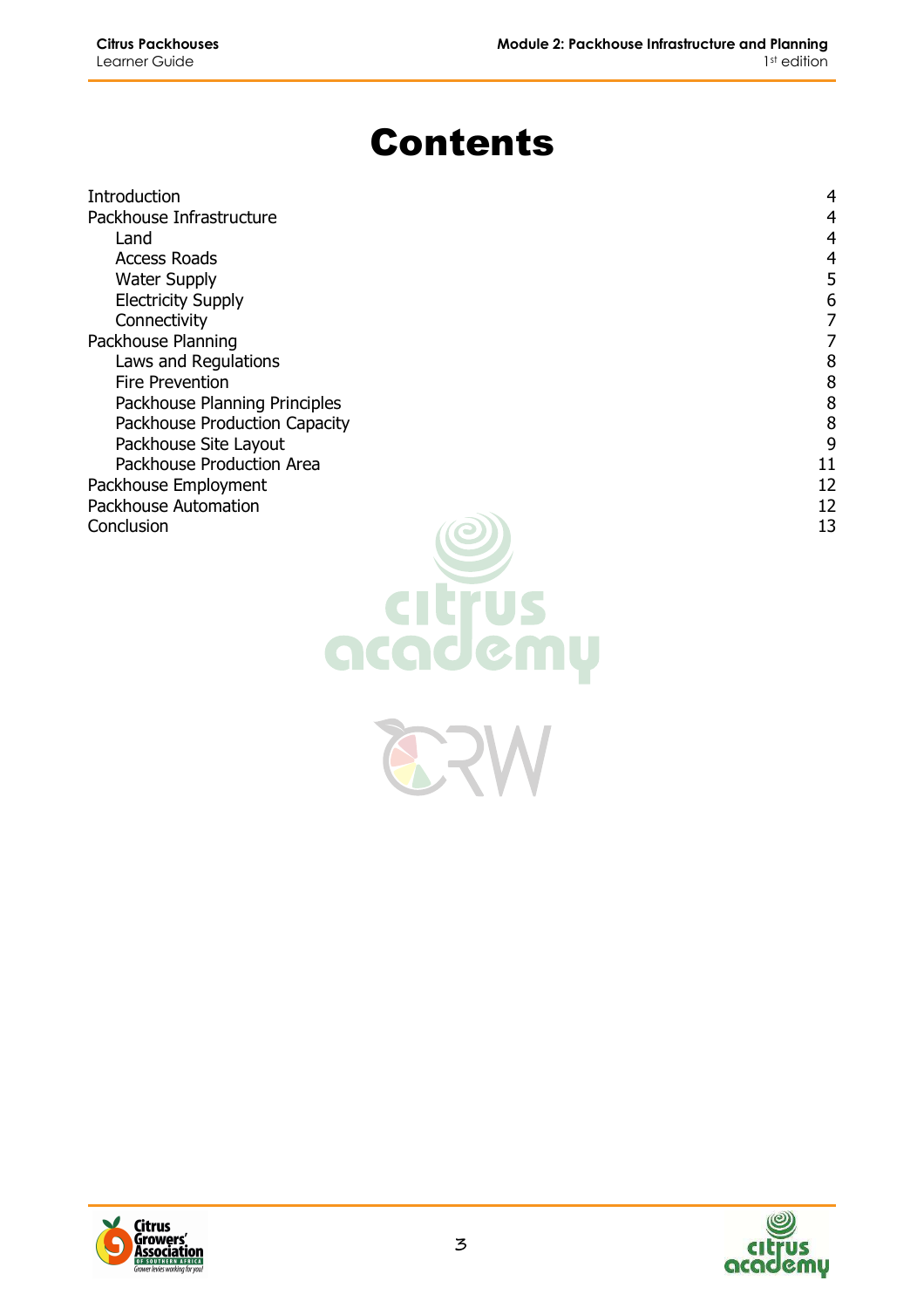# Contents

| | |
|---|---|
| Introduction | 4 |
| Packhouse Infrastructure | 4 |
| &nbsp;&nbsp;&nbsp;&nbsp;Land | 4 |
| &nbsp;&nbsp;&nbsp;&nbsp;Access Roads | 4 |
| &nbsp;&nbsp;&nbsp;&nbsp;Water Supply | 5 |
| &nbsp;&nbsp;&nbsp;&nbsp;Electricity Supply | 6 |
| &nbsp;&nbsp;&nbsp;&nbsp;Connectivity | 7 |
| Packhouse Planning | 7 |
| &nbsp;&nbsp;&nbsp;&nbsp;Laws and Regulations | 8 |
| &nbsp;&nbsp;&nbsp;&nbsp;Fire Prevention | 8 |
| &nbsp;&nbsp;&nbsp;&nbsp;Packhouse Planning Principles | 8 |
| &nbsp;&nbsp;&nbsp;&nbsp;Packhouse Production Capacity | 8 |
| &nbsp;&nbsp;&nbsp;&nbsp;Packhouse Site Layout | 9 |
| &nbsp;&nbsp;&nbsp;&nbsp;Packhouse Production Area | 11 |
| Packhouse Employment | 12 |
| Packhouse Automation | 12 |
| Conclusion | 13 |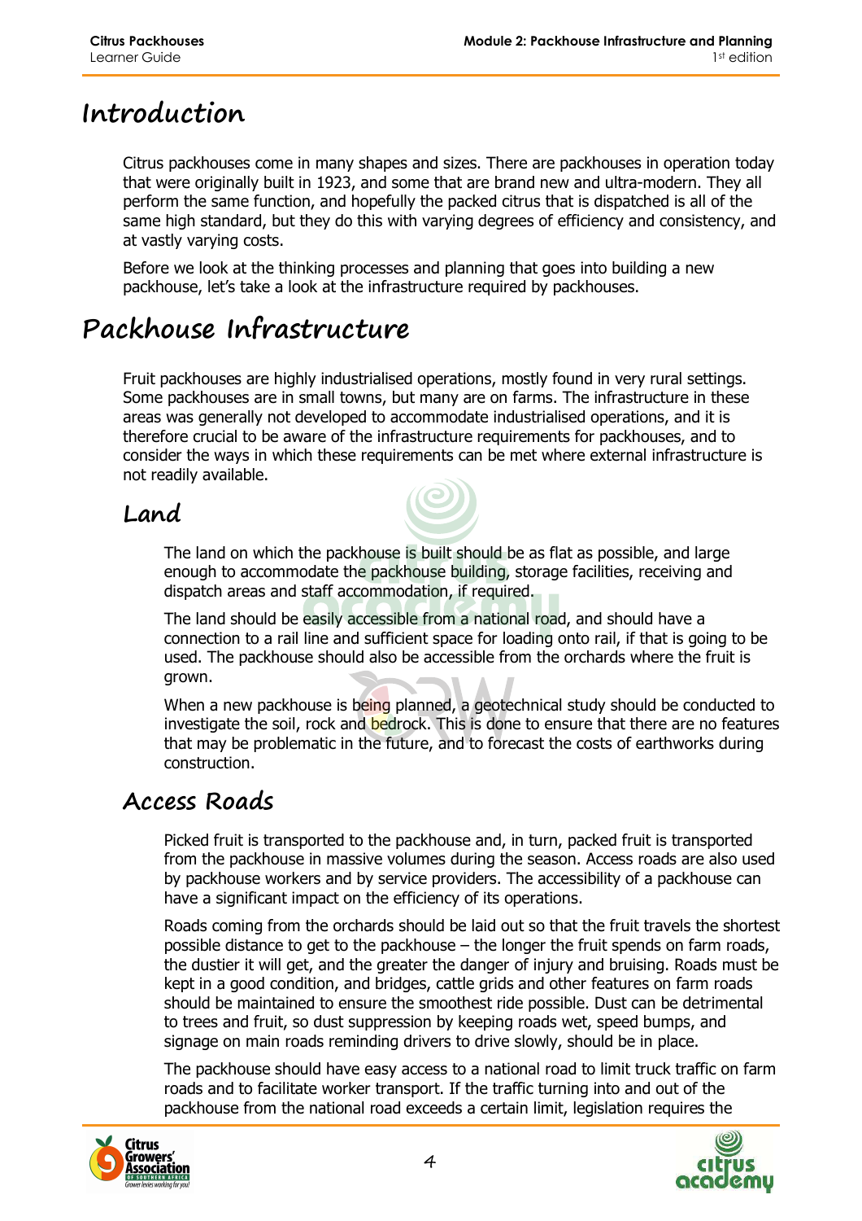# Introduction

Citrus packhouses come in many shapes and sizes. There are packhouses in operation today that were originally built in 1923, and some that are brand new and ultra-modern. They all perform the same function, and hopefully the packed citrus that is dispatched is all of the same high standard, but they do this with varying degrees of efficiency and consistency, and at vastly varying costs.

Before we look at the thinking processes and planning that goes into building a new packhouse, let's take a look at the infrastructure required by packhouses.

# Packhouse Infrastructure

Fruit packhouses are highly industrialised operations, mostly found in very rural settings. Some packhouses are in small towns, but many are on farms. The infrastructure in these areas was generally not developed to accommodate industrialised operations, and it is therefore crucial to be aware of the infrastructure requirements for packhouses, and to consider the ways in which these requirements can be met where external infrastructure is not readily available.

## Land

The land on which the packhouse is built should be as flat as possible, and large enough to accommodate the packhouse building, storage facilities, receiving and dispatch areas and staff accommodation, if required.

The land should be easily accessible from a national road, and should have a connection to a rail line and sufficient space for loading onto rail, if that is going to be used. The packhouse should also be accessible from the orchards where the fruit is grown.

When a new packhouse is being planned, a geotechnical study should be conducted to investigate the soil, rock and bedrock. This is done to ensure that there are no features that may be problematic in the future, and to forecast the costs of earthworks during construction.

## Access Roads

Picked fruit is transported to the packhouse and, in turn, packed fruit is transported from the packhouse in massive volumes during the season. Access roads are also used by packhouse workers and by service providers. The accessibility of a packhouse can have a significant impact on the efficiency of its operations.

Roads coming from the orchards should be laid out so that the fruit travels the shortest possible distance to get to the packhouse – the longer the fruit spends on farm roads, the dustier it will get, and the greater the danger of injury and bruising. Roads must be kept in a good condition, and bridges, cattle grids and other features on farm roads should be maintained to ensure the smoothest ride possible. Dust can be detrimental to trees and fruit, so dust suppression by keeping roads wet, speed bumps, and signage on main roads reminding drivers to drive slowly, should be in place.

The packhouse should have easy access to a national road to limit truck traffic on farm roads and to facilitate worker transport. If the traffic turning into and out of the packhouse from the national road exceeds a certain limit, legislation requires the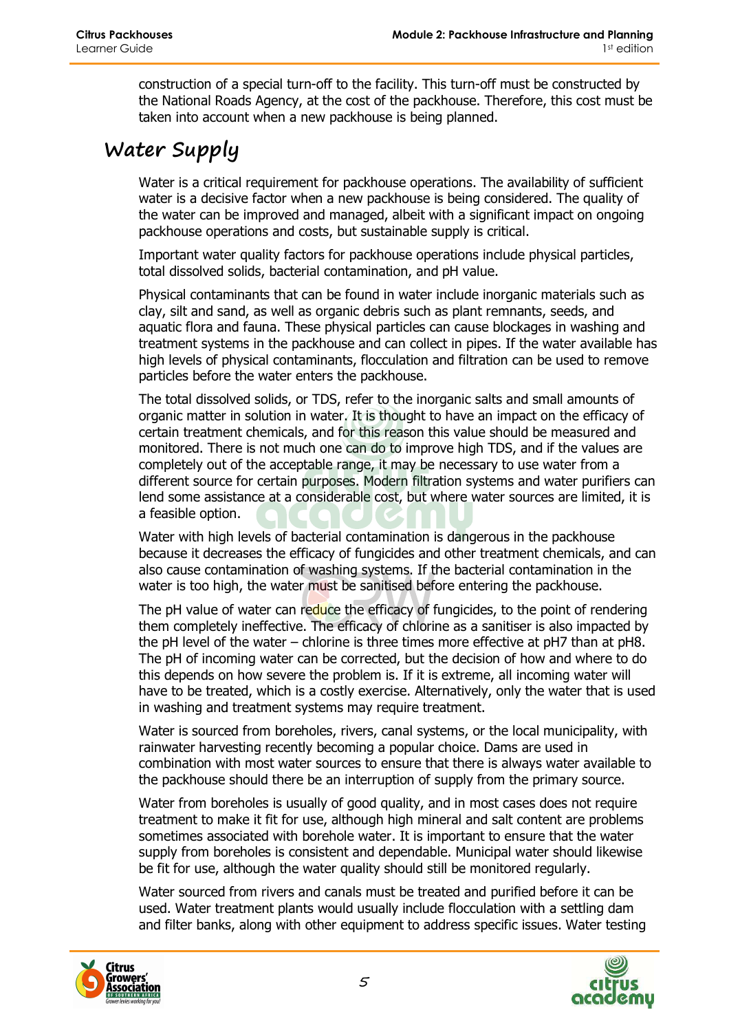construction of a special turn-off to the facility. This turn-off must be constructed by the National Roads Agency, at the cost of the packhouse. Therefore, this cost must be taken into account when a new packhouse is being planned.

## Water Supply

Water is a critical requirement for packhouse operations. The availability of sufficient water is a decisive factor when a new packhouse is being considered. The quality of the water can be improved and managed, albeit with a significant impact on ongoing packhouse operations and costs, but sustainable supply is critical.

Important water quality factors for packhouse operations include physical particles, total dissolved solids, bacterial contamination, and pH value.

Physical contaminants that can be found in water include inorganic materials such as clay, silt and sand, as well as organic debris such as plant remnants, seeds, and aquatic flora and fauna. These physical particles can cause blockages in washing and treatment systems in the packhouse and can collect in pipes. If the water available has high levels of physical contaminants, flocculation and filtration can be used to remove particles before the water enters the packhouse.

The total dissolved solids, or TDS, refer to the inorganic salts and small amounts of organic matter in solution in water. It is thought to have an impact on the efficacy of certain treatment chemicals, and for this reason this value should be measured and monitored. There is not much one can do to improve high TDS, and if the values are completely out of the acceptable range, it may be necessary to use water from a different source for certain purposes. Modern filtration systems and water purifiers can lend some assistance at a considerable cost, but where water sources are limited, it is a feasible option.

Water with high levels of bacterial contamination is dangerous in the packhouse because it decreases the efficacy of fungicides and other treatment chemicals, and can also cause contamination of washing systems. If the bacterial contamination in the water is too high, the water must be sanitised before entering the packhouse.

The pH value of water can reduce the efficacy of fungicides, to the point of rendering them completely ineffective. The efficacy of chlorine as a sanitiser is also impacted by the pH level of the water – chlorine is three times more effective at pH7 than at pH8. The pH of incoming water can be corrected, but the decision of how and where to do this depends on how severe the problem is. If it is extreme, all incoming water will have to be treated, which is a costly exercise. Alternatively, only the water that is used in washing and treatment systems may require treatment.

Water is sourced from boreholes, rivers, canal systems, or the local municipality, with rainwater harvesting recently becoming a popular choice. Dams are used in combination with most water sources to ensure that there is always water available to the packhouse should there be an interruption of supply from the primary source.

Water from boreholes is usually of good quality, and in most cases does not require treatment to make it fit for use, although high mineral and salt content are problems sometimes associated with borehole water. It is important to ensure that the water supply from boreholes is consistent and dependable. Municipal water should likewise be fit for use, although the water quality should still be monitored regularly.

Water sourced from rivers and canals must be treated and purified before it can be used. Water treatment plants would usually include flocculation with a settling dam and filter banks, along with other equipment to address specific issues. Water testing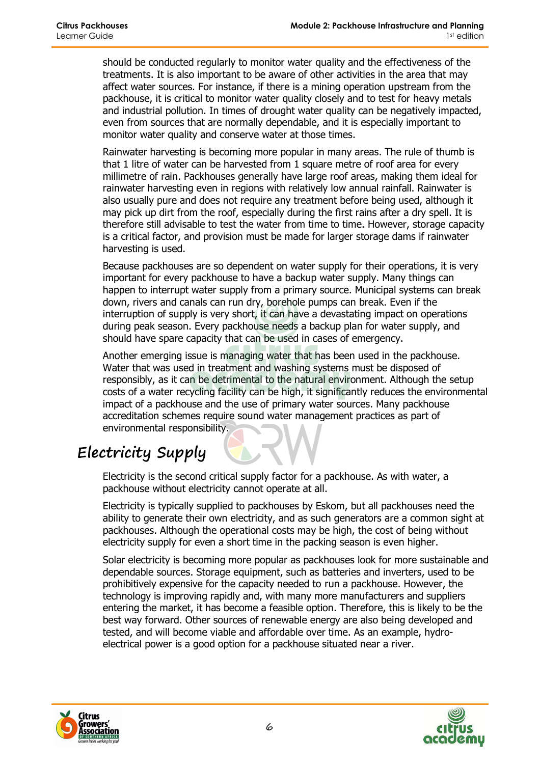should be conducted regularly to monitor water quality and the effectiveness of the treatments. It is also important to be aware of other activities in the area that may affect water sources. For instance, if there is a mining operation upstream from the packhouse, it is critical to monitor water quality closely and to test for heavy metals and industrial pollution. In times of drought water quality can be negatively impacted, even from sources that are normally dependable, and it is especially important to monitor water quality and conserve water at those times.

Rainwater harvesting is becoming more popular in many areas. The rule of thumb is that 1 litre of water can be harvested from 1 square metre of roof area for every millimetre of rain. Packhouses generally have large roof areas, making them ideal for rainwater harvesting even in regions with relatively low annual rainfall. Rainwater is also usually pure and does not require any treatment before being used, although it may pick up dirt from the roof, especially during the first rains after a dry spell. It is therefore still advisable to test the water from time to time. However, storage capacity is a critical factor, and provision must be made for larger storage dams if rainwater harvesting is used.

Because packhouses are so dependent on water supply for their operations, it is very important for every packhouse to have a backup water supply. Many things can happen to interrupt water supply from a primary source. Municipal systems can break down, rivers and canals can run dry, borehole pumps can break. Even if the interruption of supply is very short, it can have a devastating impact on operations during peak season. Every packhouse needs a backup plan for water supply, and should have spare capacity that can be used in cases of emergency.

Another emerging issue is managing water that has been used in the packhouse. Water that was used in treatment and washing systems must be disposed of responsibly, as it can be detrimental to the natural environment. Although the setup costs of a water recycling facility can be high, it significantly reduces the environmental impact of a packhouse and the use of primary water sources. Many packhouse accreditation schemes require sound water management practices as part of environmental responsibility.

## Electricity Supply

Electricity is the second critical supply factor for a packhouse. As with water, a packhouse without electricity cannot operate at all.

Electricity is typically supplied to packhouses by Eskom, but all packhouses need the ability to generate their own electricity, and as such generators are a common sight at packhouses. Although the operational costs may be high, the cost of being without electricity supply for even a short time in the packing season is even higher.

Solar electricity is becoming more popular as packhouses look for more sustainable and dependable sources. Storage equipment, such as batteries and inverters, used to be prohibitively expensive for the capacity needed to run a packhouse. However, the technology is improving rapidly and, with many more manufacturers and suppliers entering the market, it has become a feasible option. Therefore, this is likely to be the best way forward. Other sources of renewable energy are also being developed and tested, and will become viable and affordable over time. As an example, hydro-electrical power is a good option for a packhouse situated near a river.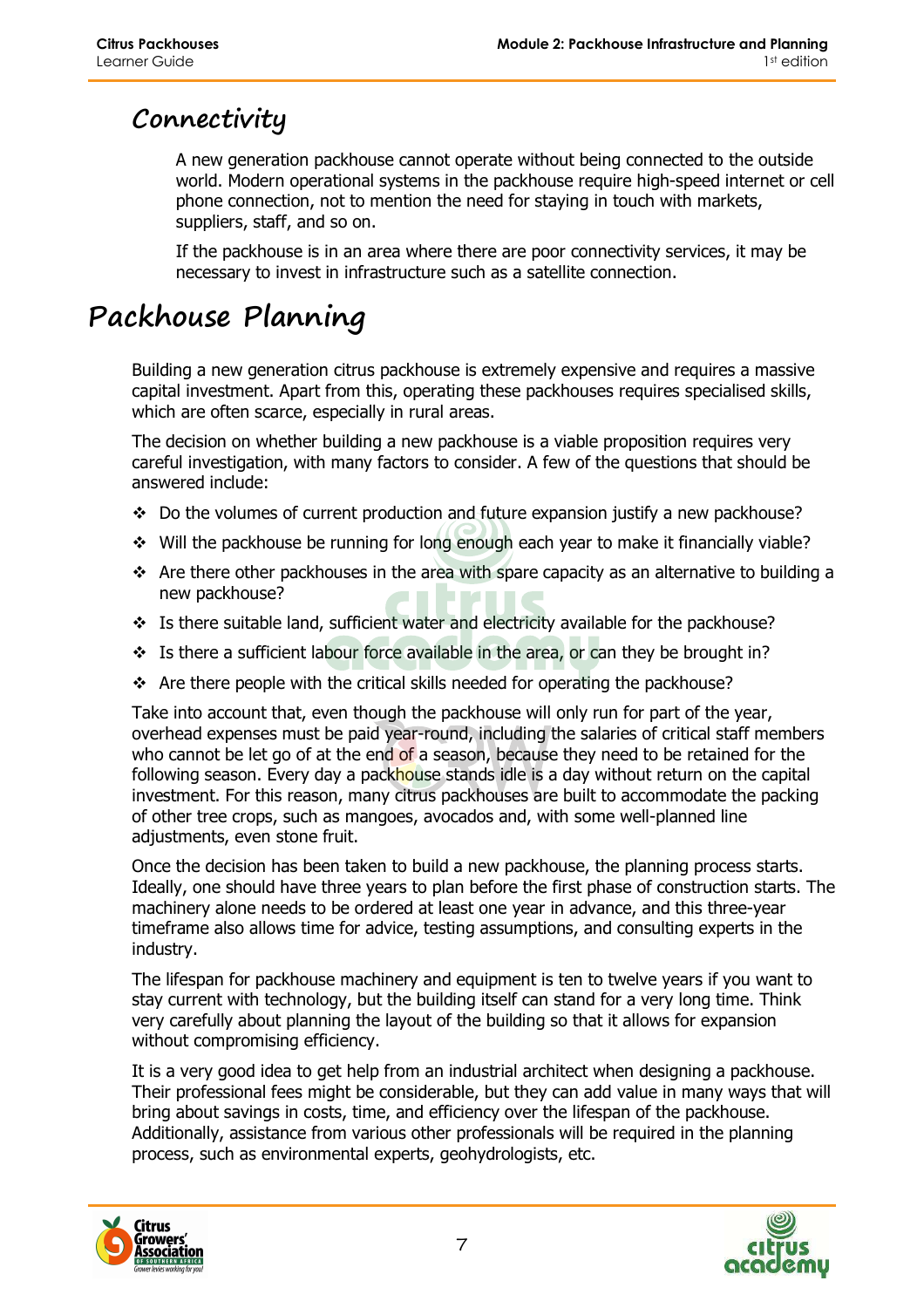## Connectivity

A new generation packhouse cannot operate without being connected to the outside world. Modern operational systems in the packhouse require high-speed internet or cell phone connection, not to mention the need for staying in touch with markets, suppliers, staff, and so on.

If the packhouse is in an area where there are poor connectivity services, it may be necessary to invest in infrastructure such as a satellite connection.

# Packhouse Planning

Building a new generation citrus packhouse is extremely expensive and requires a massive capital investment. Apart from this, operating these packhouses requires specialised skills, which are often scarce, especially in rural areas.

The decision on whether building a new packhouse is a viable proposition requires very careful investigation, with many factors to consider. A few of the questions that should be answered include:

- Do the volumes of current production and future expansion justify a new packhouse?
- Will the packhouse be running for long enough each year to make it financially viable?
- Are there other packhouses in the area with spare capacity as an alternative to building a new packhouse?
- Is there suitable land, sufficient water and electricity available for the packhouse?
- Is there a sufficient labour force available in the area, or can they be brought in?
- Are there people with the critical skills needed for operating the packhouse?

Take into account that, even though the packhouse will only run for part of the year, overhead expenses must be paid year-round, including the salaries of critical staff members who cannot be let go of at the end of a season, because they need to be retained for the following season. Every day a packhouse stands idle is a day without return on the capital investment. For this reason, many citrus packhouses are built to accommodate the packing of other tree crops, such as mangoes, avocados and, with some well-planned line adjustments, even stone fruit.

Once the decision has been taken to build a new packhouse, the planning process starts. Ideally, one should have three years to plan before the first phase of construction starts. The machinery alone needs to be ordered at least one year in advance, and this three-year timeframe also allows time for advice, testing assumptions, and consulting experts in the industry.

The lifespan for packhouse machinery and equipment is ten to twelve years if you want to stay current with technology, but the building itself can stand for a very long time. Think very carefully about planning the layout of the building so that it allows for expansion without compromising efficiency.

It is a very good idea to get help from an industrial architect when designing a packhouse. Their professional fees might be considerable, but they can add value in many ways that will bring about savings in costs, time, and efficiency over the lifespan of the packhouse. Additionally, assistance from various other professionals will be required in the planning process, such as environmental experts, geohydrologists, etc.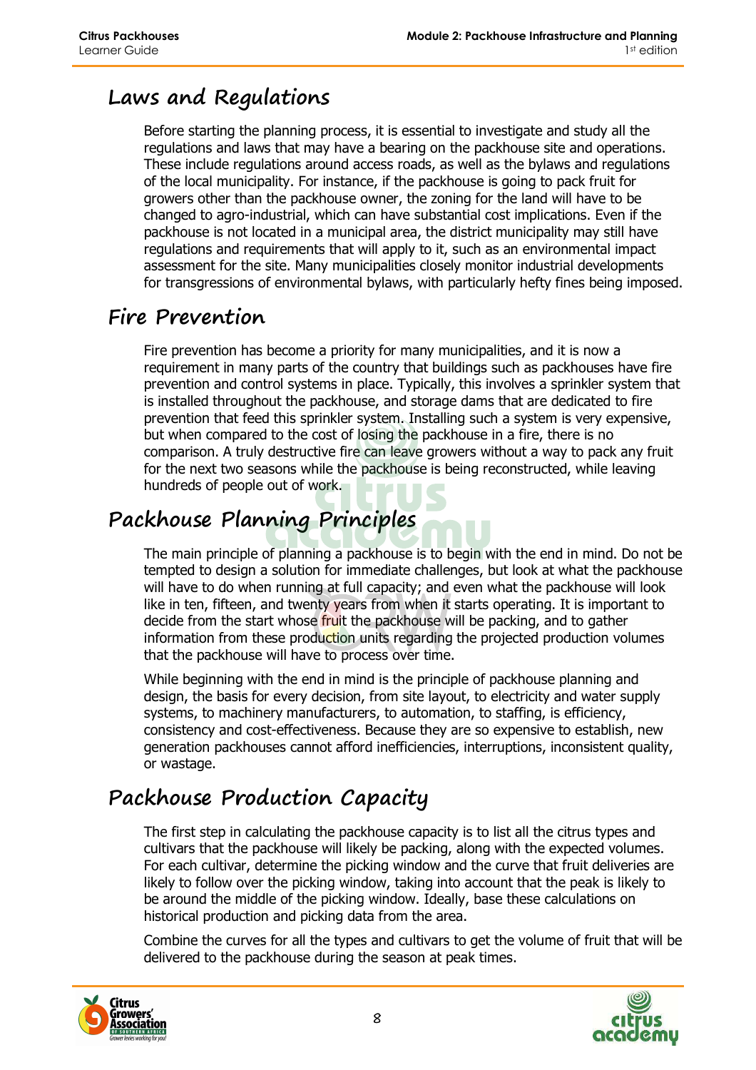## Laws and Regulations

Before starting the planning process, it is essential to investigate and study all the regulations and laws that may have a bearing on the packhouse site and operations. These include regulations around access roads, as well as the bylaws and regulations of the local municipality. For instance, if the packhouse is going to pack fruit for growers other than the packhouse owner, the zoning for the land will have to be changed to agro-industrial, which can have substantial cost implications. Even if the packhouse is not located in a municipal area, the district municipality may still have regulations and requirements that will apply to it, such as an environmental impact assessment for the site. Many municipalities closely monitor industrial developments for transgressions of environmental bylaws, with particularly hefty fines being imposed.

## Fire Prevention

Fire prevention has become a priority for many municipalities, and it is now a requirement in many parts of the country that buildings such as packhouses have fire prevention and control systems in place. Typically, this involves a sprinkler system that is installed throughout the packhouse, and storage dams that are dedicated to fire prevention that feed this sprinkler system. Installing such a system is very expensive, but when compared to the cost of losing the packhouse in a fire, there is no comparison. A truly destructive fire can leave growers without a way to pack any fruit for the next two seasons while the packhouse is being reconstructed, while leaving hundreds of people out of work.

## Packhouse Planning Principles

The main principle of planning a packhouse is to begin with the end in mind. Do not be tempted to design a solution for immediate challenges, but look at what the packhouse will have to do when running at full capacity; and even what the packhouse will look like in ten, fifteen, and twenty years from when it starts operating. It is important to decide from the start whose fruit the packhouse will be packing, and to gather information from these production units regarding the projected production volumes that the packhouse will have to process over time.

While beginning with the end in mind is the principle of packhouse planning and design, the basis for every decision, from site layout, to electricity and water supply systems, to machinery manufacturers, to automation, to staffing, is efficiency, consistency and cost-effectiveness. Because they are so expensive to establish, new generation packhouses cannot afford inefficiencies, interruptions, inconsistent quality, or wastage.

## Packhouse Production Capacity

The first step in calculating the packhouse capacity is to list all the citrus types and cultivars that the packhouse will likely be packing, along with the expected volumes. For each cultivar, determine the picking window and the curve that fruit deliveries are likely to follow over the picking window, taking into account that the peak is likely to be around the middle of the picking window. Ideally, base these calculations on historical production and picking data from the area.

Combine the curves for all the types and cultivars to get the volume of fruit that will be delivered to the packhouse during the season at peak times.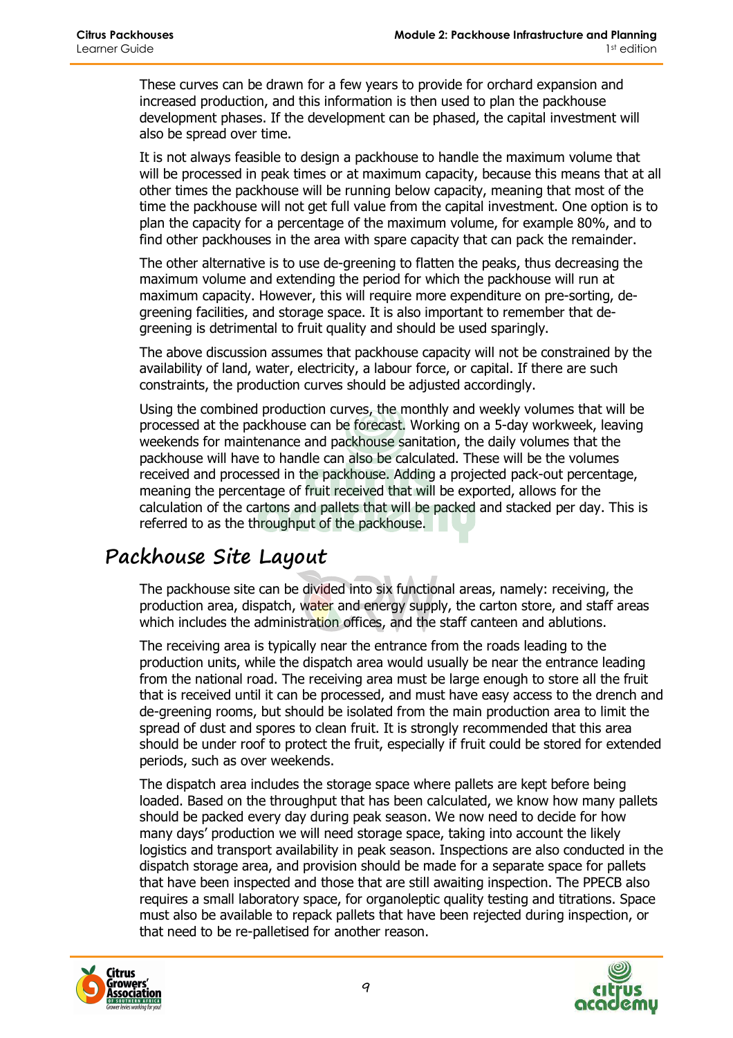These curves can be drawn for a few years to provide for orchard expansion and increased production, and this information is then used to plan the packhouse development phases. If the development can be phased, the capital investment will also be spread over time.

It is not always feasible to design a packhouse to handle the maximum volume that will be processed in peak times or at maximum capacity, because this means that at all other times the packhouse will be running below capacity, meaning that most of the time the packhouse will not get full value from the capital investment. One option is to plan the capacity for a percentage of the maximum volume, for example 80%, and to find other packhouses in the area with spare capacity that can pack the remainder.

The other alternative is to use de-greening to flatten the peaks, thus decreasing the maximum volume and extending the period for which the packhouse will run at maximum capacity. However, this will require more expenditure on pre-sorting, de-greening facilities, and storage space. It is also important to remember that de-greening is detrimental to fruit quality and should be used sparingly.

The above discussion assumes that packhouse capacity will not be constrained by the availability of land, water, electricity, a labour force, or capital. If there are such constraints, the production curves should be adjusted accordingly.

Using the combined production curves, the monthly and weekly volumes that will be processed at the packhouse can be forecast. Working on a 5-day workweek, leaving weekends for maintenance and packhouse sanitation, the daily volumes that the packhouse will have to handle can also be calculated. These will be the volumes received and processed in the packhouse. Adding a projected pack-out percentage, meaning the percentage of fruit received that will be exported, allows for the calculation of the cartons and pallets that will be packed and stacked per day. This is referred to as the throughput of the packhouse.

## Packhouse Site Layout

The packhouse site can be divided into six functional areas, namely: receiving, the production area, dispatch, water and energy supply, the carton store, and staff areas which includes the administration offices, and the staff canteen and ablutions.

The receiving area is typically near the entrance from the roads leading to the production units, while the dispatch area would usually be near the entrance leading from the national road. The receiving area must be large enough to store all the fruit that is received until it can be processed, and must have easy access to the drench and de-greening rooms, but should be isolated from the main production area to limit the spread of dust and spores to clean fruit. It is strongly recommended that this area should be under roof to protect the fruit, especially if fruit could be stored for extended periods, such as over weekends.

The dispatch area includes the storage space where pallets are kept before being loaded. Based on the throughput that has been calculated, we know how many pallets should be packed every day during peak season. We now need to decide for how many days' production we will need storage space, taking into account the likely logistics and transport availability in peak season. Inspections are also conducted in the dispatch storage area, and provision should be made for a separate space for pallets that have been inspected and those that are still awaiting inspection. The PPECB also requires a small laboratory space, for organoleptic quality testing and titrations. Space must also be available to repack pallets that have been rejected during inspection, or that need to be re-palletised for another reason.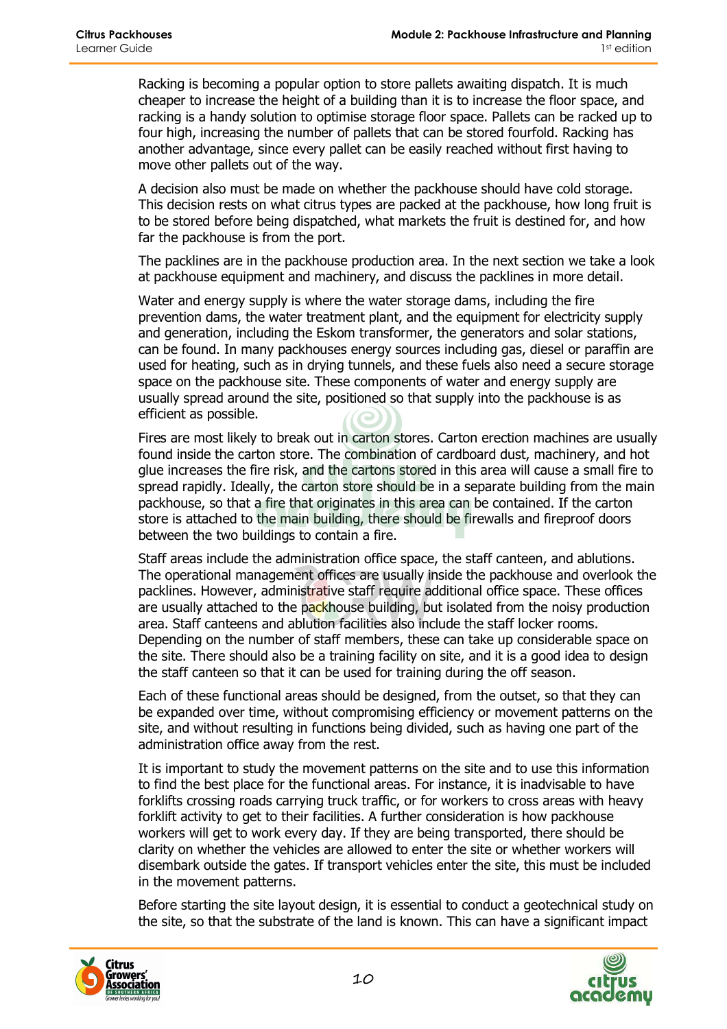Racking is becoming a popular option to store pallets awaiting dispatch. It is much cheaper to increase the height of a building than it is to increase the floor space, and racking is a handy solution to optimise storage floor space. Pallets can be racked up to four high, increasing the number of pallets that can be stored fourfold. Racking has another advantage, since every pallet can be easily reached without first having to move other pallets out of the way.

A decision also must be made on whether the packhouse should have cold storage. This decision rests on what citrus types are packed at the packhouse, how long fruit is to be stored before being dispatched, what markets the fruit is destined for, and how far the packhouse is from the port.

The packlines are in the packhouse production area. In the next section we take a look at packhouse equipment and machinery, and discuss the packlines in more detail.

Water and energy supply is where the water storage dams, including the fire prevention dams, the water treatment plant, and the equipment for electricity supply and generation, including the Eskom transformer, the generators and solar stations, can be found. In many packhouses energy sources including gas, diesel or paraffin are used for heating, such as in drying tunnels, and these fuels also need a secure storage space on the packhouse site. These components of water and energy supply are usually spread around the site, positioned so that supply into the packhouse is as efficient as possible.

Fires are most likely to break out in carton stores. Carton erection machines are usually found inside the carton store. The combination of cardboard dust, machinery, and hot glue increases the fire risk, and the cartons stored in this area will cause a small fire to spread rapidly. Ideally, the carton store should be in a separate building from the main packhouse, so that a fire that originates in this area can be contained. If the carton store is attached to the main building, there should be firewalls and fireproof doors between the two buildings to contain a fire.

Staff areas include the administration office space, the staff canteen, and ablutions. The operational management offices are usually inside the packhouse and overlook the packlines. However, administrative staff require additional office space. These offices are usually attached to the packhouse building, but isolated from the noisy production area. Staff canteens and ablution facilities also include the staff locker rooms. Depending on the number of staff members, these can take up considerable space on the site. There should also be a training facility on site, and it is a good idea to design the staff canteen so that it can be used for training during the off season.

Each of these functional areas should be designed, from the outset, so that they can be expanded over time, without compromising efficiency or movement patterns on the site, and without resulting in functions being divided, such as having one part of the administration office away from the rest.

It is important to study the movement patterns on the site and to use this information to find the best place for the functional areas. For instance, it is inadvisable to have forklifts crossing roads carrying truck traffic, or for workers to cross areas with heavy forklift activity to get to their facilities. A further consideration is how packhouse workers will get to work every day. If they are being transported, there should be clarity on whether the vehicles are allowed to enter the site or whether workers will disembark outside the gates. If transport vehicles enter the site, this must be included in the movement patterns.

Before starting the site layout design, it is essential to conduct a geotechnical study on the site, so that the substrate of the land is known. This can have a significant impact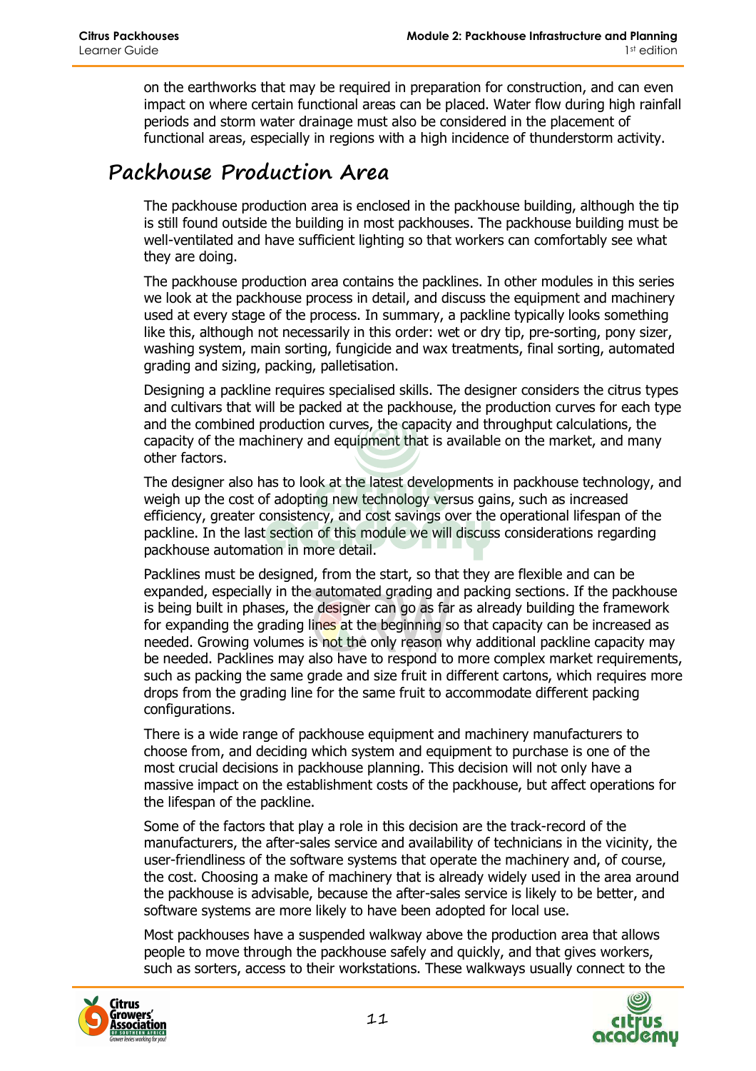on the earthworks that may be required in preparation for construction, and can even impact on where certain functional areas can be placed. Water flow during high rainfall periods and storm water drainage must also be considered in the placement of functional areas, especially in regions with a high incidence of thunderstorm activity.

## Packhouse Production Area

The packhouse production area is enclosed in the packhouse building, although the tip is still found outside the building in most packhouses. The packhouse building must be well-ventilated and have sufficient lighting so that workers can comfortably see what they are doing.

The packhouse production area contains the packlines. In other modules in this series we look at the packhouse process in detail, and discuss the equipment and machinery used at every stage of the process. In summary, a packline typically looks something like this, although not necessarily in this order: wet or dry tip, pre-sorting, pony sizer, washing system, main sorting, fungicide and wax treatments, final sorting, automated grading and sizing, packing, palletisation.

Designing a packline requires specialised skills. The designer considers the citrus types and cultivars that will be packed at the packhouse, the production curves for each type and the combined production curves, the capacity and throughput calculations, the capacity of the machinery and equipment that is available on the market, and many other factors.

The designer also has to look at the latest developments in packhouse technology, and weigh up the cost of adopting new technology versus gains, such as increased efficiency, greater consistency, and cost savings over the operational lifespan of the packline. In the last section of this module we will discuss considerations regarding packhouse automation in more detail.

Packlines must be designed, from the start, so that they are flexible and can be expanded, especially in the automated grading and packing sections. If the packhouse is being built in phases, the designer can go as far as already building the framework for expanding the grading lines at the beginning so that capacity can be increased as needed. Growing volumes is not the only reason why additional packline capacity may be needed. Packlines may also have to respond to more complex market requirements, such as packing the same grade and size fruit in different cartons, which requires more drops from the grading line for the same fruit to accommodate different packing configurations.

There is a wide range of packhouse equipment and machinery manufacturers to choose from, and deciding which system and equipment to purchase is one of the most crucial decisions in packhouse planning. This decision will not only have a massive impact on the establishment costs of the packhouse, but affect operations for the lifespan of the packline.

Some of the factors that play a role in this decision are the track-record of the manufacturers, the after-sales service and availability of technicians in the vicinity, the user-friendliness of the software systems that operate the machinery and, of course, the cost. Choosing a make of machinery that is already widely used in the area around the packhouse is advisable, because the after-sales service is likely to be better, and software systems are more likely to have been adopted for local use.

Most packhouses have a suspended walkway above the production area that allows people to move through the packhouse safely and quickly, and that gives workers, such as sorters, access to their workstations. These walkways usually connect to the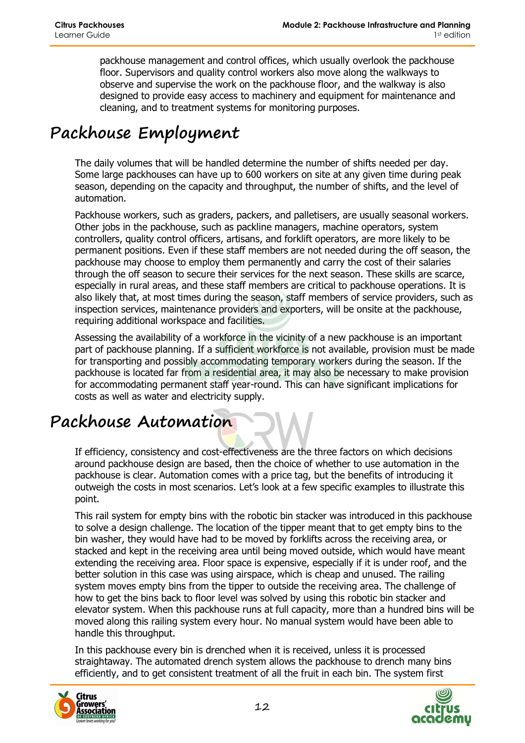packhouse management and control offices, which usually overlook the packhouse floor. Supervisors and quality control workers also move along the walkways to observe and supervise the work on the packhouse floor, and the walkway is also designed to provide easy access to machinery and equipment for maintenance and cleaning, and to treatment systems for monitoring purposes.

# Packhouse Employment

The daily volumes that will be handled determine the number of shifts needed per day. Some large packhouses can have up to 600 workers on site at any given time during peak season, depending on the capacity and throughput, the number of shifts, and the level of automation.

Packhouse workers, such as graders, packers, and palletisers, are usually seasonal workers. Other jobs in the packhouse, such as packline managers, machine operators, system controllers, quality control officers, artisans, and forklift operators, are more likely to be permanent positions. Even if these staff members are not needed during the off season, the packhouse may choose to employ them permanently and carry the cost of their salaries through the off season to secure their services for the next season. These skills are scarce, especially in rural areas, and these staff members are critical to packhouse operations. It is also likely that, at most times during the season, staff members of service providers, such as inspection services, maintenance providers and exporters, will be onsite at the packhouse, requiring additional workspace and facilities.

Assessing the availability of a workforce in the vicinity of a new packhouse is an important part of packhouse planning. If a sufficient workforce is not available, provision must be made for transporting and possibly accommodating temporary workers during the season. If the packhouse is located far from a residential area, it may also be necessary to make provision for accommodating permanent staff year-round. This can have significant implications for costs as well as water and electricity supply.

# Packhouse Automation

If efficiency, consistency and cost-effectiveness are the three factors on which decisions around packhouse design are based, then the choice of whether to use automation in the packhouse is clear. Automation comes with a price tag, but the benefits of introducing it outweigh the costs in most scenarios. Let's look at a few specific examples to illustrate this point.

This rail system for empty bins with the robotic bin stacker was introduced in this packhouse to solve a design challenge. The location of the tipper meant that to get empty bins to the bin washer, they would have had to be moved by forklifts across the receiving area, or stacked and kept in the receiving area until being moved outside, which would have meant extending the receiving area. Floor space is expensive, especially if it is under roof, and the better solution in this case was using airspace, which is cheap and unused. The railing system moves empty bins from the tipper to outside the receiving area. The challenge of how to get the bins back to floor level was solved by using this robotic bin stacker and elevator system. When this packhouse runs at full capacity, more than a hundred bins will be moved along this railing system every hour. No manual system would have been able to handle this throughput.

In this packhouse every bin is drenched when it is received, unless it is processed straightaway. The automated drench system allows the packhouse to drench many bins efficiently, and to get consistent treatment of all the fruit in each bin. The system first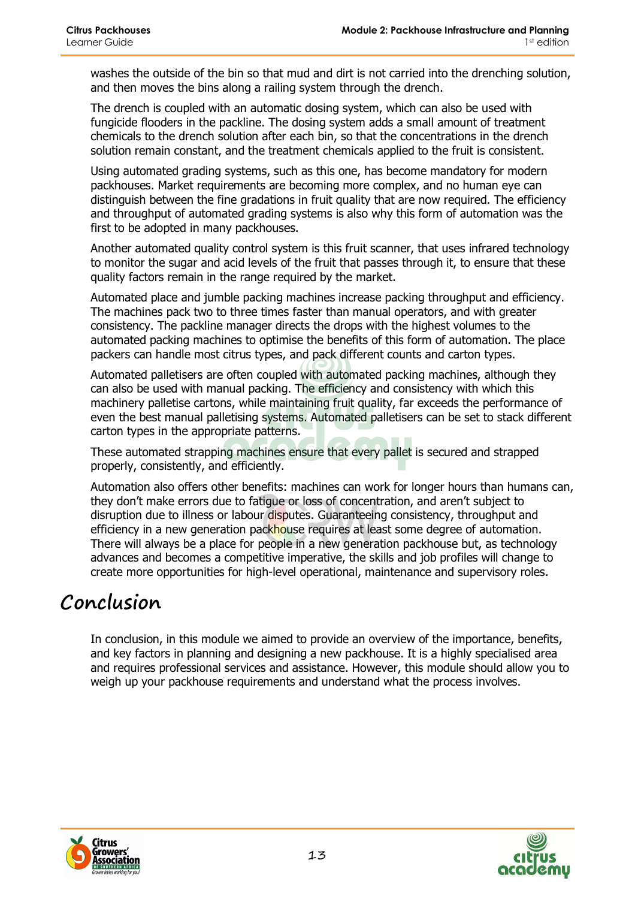washes the outside of the bin so that mud and dirt is not carried into the drenching solution, and then moves the bins along a railing system through the drench.

The drench is coupled with an automatic dosing system, which can also be used with fungicide flooders in the packline. The dosing system adds a small amount of treatment chemicals to the drench solution after each bin, so that the concentrations in the drench solution remain constant, and the treatment chemicals applied to the fruit is consistent.

Using automated grading systems, such as this one, has become mandatory for modern packhouses. Market requirements are becoming more complex, and no human eye can distinguish between the fine gradations in fruit quality that are now required. The efficiency and throughput of automated grading systems is also why this form of automation was the first to be adopted in many packhouses.

Another automated quality control system is this fruit scanner, that uses infrared technology to monitor the sugar and acid levels of the fruit that passes through it, to ensure that these quality factors remain in the range required by the market.

Automated place and jumble packing machines increase packing throughput and efficiency. The machines pack two to three times faster than manual operators, and with greater consistency. The packline manager directs the drops with the highest volumes to the automated packing machines to optimise the benefits of this form of automation. The place packers can handle most citrus types, and pack different counts and carton types.

Automated palletisers are often coupled with automated packing machines, although they can also be used with manual packing. The efficiency and consistency with which this machinery palletise cartons, while maintaining fruit quality, far exceeds the performance of even the best manual palletising systems. Automated palletisers can be set to stack different carton types in the appropriate patterns.

These automated strapping machines ensure that every pallet is secured and strapped properly, consistently, and efficiently.

Automation also offers other benefits: machines can work for longer hours than humans can, they don't make errors due to fatigue or loss of concentration, and aren't subject to disruption due to illness or labour disputes. Guaranteeing consistency, throughput and efficiency in a new generation packhouse requires at least some degree of automation. There will always be a place for people in a new generation packhouse but, as technology advances and becomes a competitive imperative, the skills and job profiles will change to create more opportunities for high-level operational, maintenance and supervisory roles.

# Conclusion

In conclusion, in this module we aimed to provide an overview of the importance, benefits, and key factors in planning and designing a new packhouse. It is a highly specialised area and requires professional services and assistance. However, this module should allow you to weigh up your packhouse requirements and understand what the process involves.